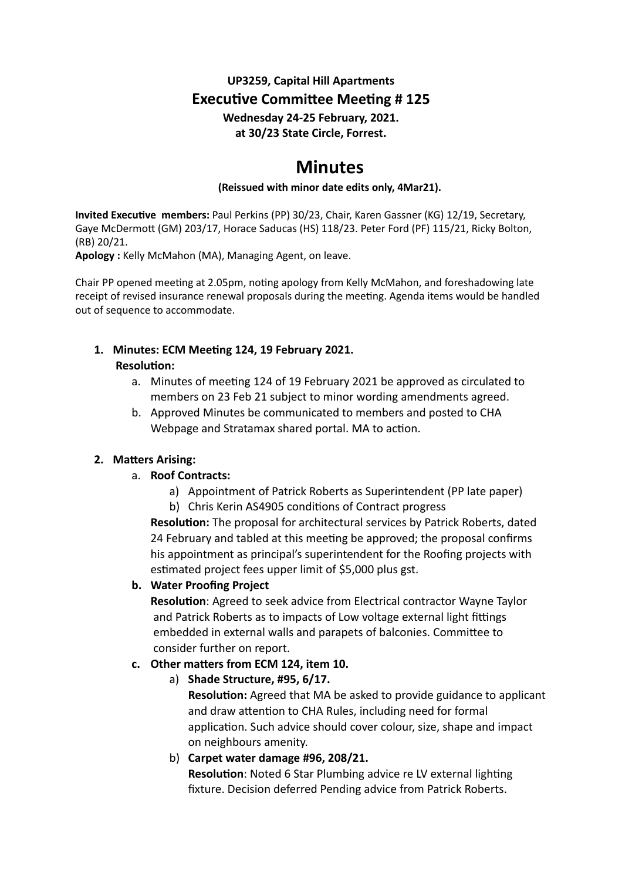**UP3259, Capital Hill Apartments**

## Executive Committee Meeting # 125

**Wednesday 24-25 February, 2021.**
**at 30/23 State Circle, Forrest.**

# Minutes

**(Reissued with minor date edits only, 4Mar21).**

**Invited Executive members:** Paul Perkins (PP) 30/23, Chair, Karen Gassner (KG) 12/19, Secretary, Gaye McDermott (GM) 203/17, Horace Saducas (HS) 118/23. Peter Ford (PF) 115/21, Ricky Bolton, (RB) 20/21.
**Apology :** Kelly McMahon (MA), Managing Agent, on leave.

Chair PP opened meeting at 2.05pm, noting apology from Kelly McMahon, and foreshadowing late receipt of revised insurance renewal proposals during the meeting. Agenda items would be handled out of sequence to accommodate.

1. **Minutes: ECM Meeting 124, 19 February 2021.**
   **Resolution:**
   a. Minutes of meeting 124 of 19 February 2021 be approved as circulated to members on 23 Feb 21 subject to minor wording amendments agreed.
   b. Approved Minutes be communicated to members and posted to CHA Webpage and Stratamax shared portal. MA to action.

2. **Matters Arising:**
   a. **Roof Contracts:**
      a) Appointment of Patrick Roberts as Superintendent (PP late paper)
      b) Chris Kerin AS4905 conditions of Contract progress

      **Resolution:** The proposal for architectural services by Patrick Roberts, dated 24 February and tabled at this meeting be approved; the proposal confirms his appointment as principal's superintendent for the Roofing projects with estimated project fees upper limit of $5,000 plus gst.

   **b. Water Proofing Project**
      **Resolution**: Agreed to seek advice from Electrical contractor Wayne Taylor and Patrick Roberts as to impacts of Low voltage external light fittings embedded in external walls and parapets of balconies. Committee to consider further on report.

   **c. Other matters from ECM 124, item 10.**
      a) **Shade Structure, #95, 6/17.**
      **Resolution:** Agreed that MA be asked to provide guidance to applicant and draw attention to CHA Rules, including need for formal application. Such advice should cover colour, size, shape and impact on neighbours amenity.

      b) **Carpet water damage #96, 208/21.**
      **Resolution**: Noted 6 Star Plumbing advice re LV external lighting fixture. Decision deferred Pending advice from Patrick Roberts.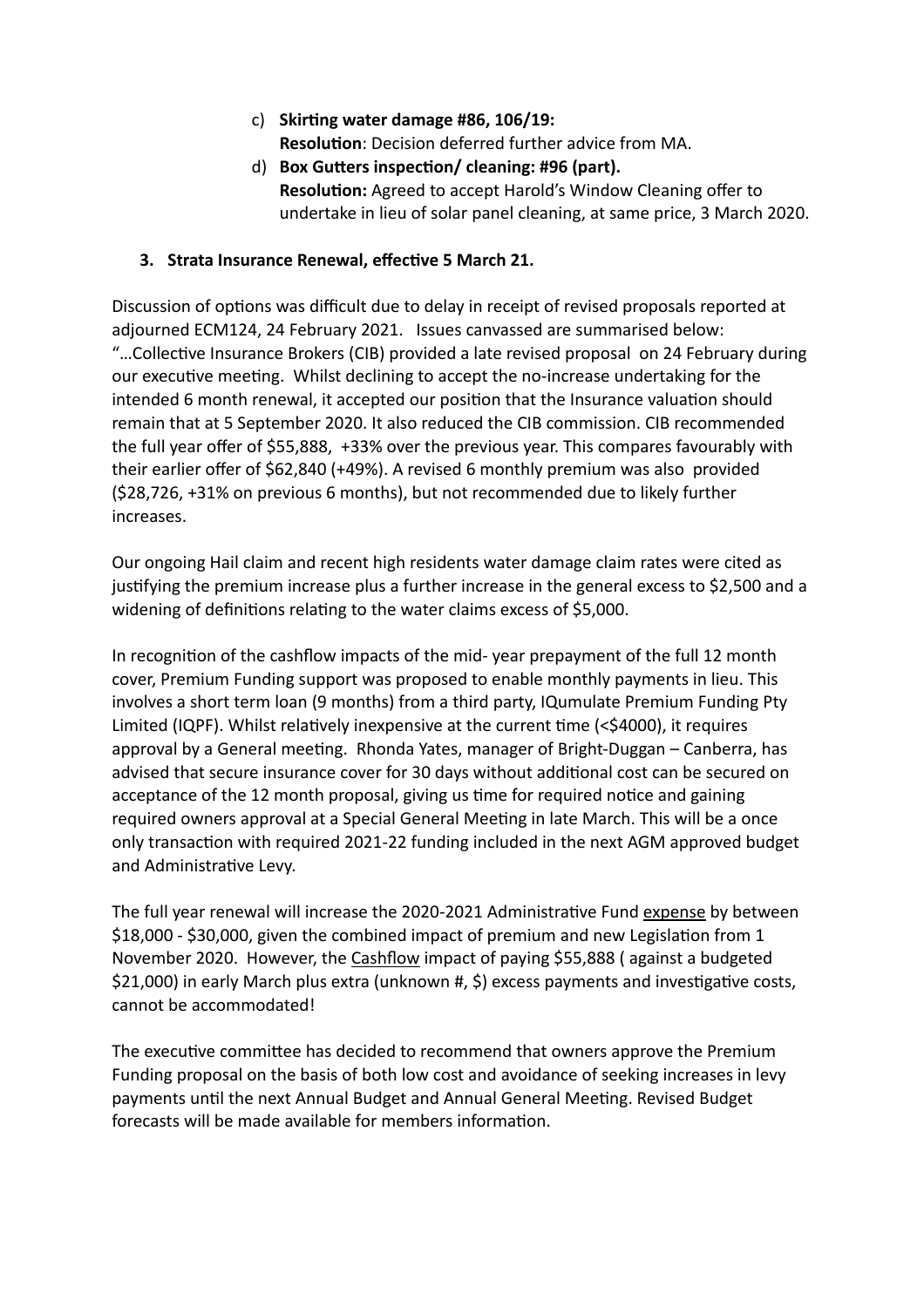c) **Skirting water damage #86, 106/19:**
   **Resolution**: Decision deferred further advice from MA.

d) **Box Gutters inspection/ cleaning: #96 (part).**
   **Resolution:** Agreed to accept Harold's Window Cleaning offer to undertake in lieu of solar panel cleaning, at same price, 3 March 2020.

**3. Strata Insurance Renewal, effective 5 March 21.**

Discussion of options was difficult due to delay in receipt of revised proposals reported at adjourned ECM124, 24 February 2021. Issues canvassed are summarised below: "…Collective Insurance Brokers (CIB) provided a late revised proposal on 24 February during our executive meeting. Whilst declining to accept the no-increase undertaking for the intended 6 month renewal, it accepted our position that the Insurance valuation should remain that at 5 September 2020. It also reduced the CIB commission. CIB recommended the full year offer of $55,888, +33% over the previous year. This compares favourably with their earlier offer of $62,840 (+49%). A revised 6 monthly premium was also provided ($28,726, +31% on previous 6 months), but not recommended due to likely further increases.

Our ongoing Hail claim and recent high residents water damage claim rates were cited as justifying the premium increase plus a further increase in the general excess to $2,500 and a widening of definitions relating to the water claims excess of $5,000.

In recognition of the cashflow impacts of the mid- year prepayment of the full 12 month cover, Premium Funding support was proposed to enable monthly payments in lieu. This involves a short term loan (9 months) from a third party, IQumulate Premium Funding Pty Limited (IQPF). Whilst relatively inexpensive at the current time (<$4000), it requires approval by a General meeting. Rhonda Yates, manager of Bright-Duggan – Canberra, has advised that secure insurance cover for 30 days without additional cost can be secured on acceptance of the 12 month proposal, giving us time for required notice and gaining required owners approval at a Special General Meeting in late March. This will be a once only transaction with required 2021-22 funding included in the next AGM approved budget and Administrative Levy.

The full year renewal will increase the 2020-2021 Administrative Fund <u>expense</u> by between $18,000 - $30,000, given the combined impact of premium and new Legislation from 1 November 2020. However, the <u>Cashflow</u> impact of paying $55,888 ( against a budgeted $21,000) in early March plus extra (unknown #, $) excess payments and investigative costs, cannot be accommodated!

The executive committee has decided to recommend that owners approve the Premium Funding proposal on the basis of both low cost and avoidance of seeking increases in levy payments until the next Annual Budget and Annual General Meeting. Revised Budget forecasts will be made available for members information.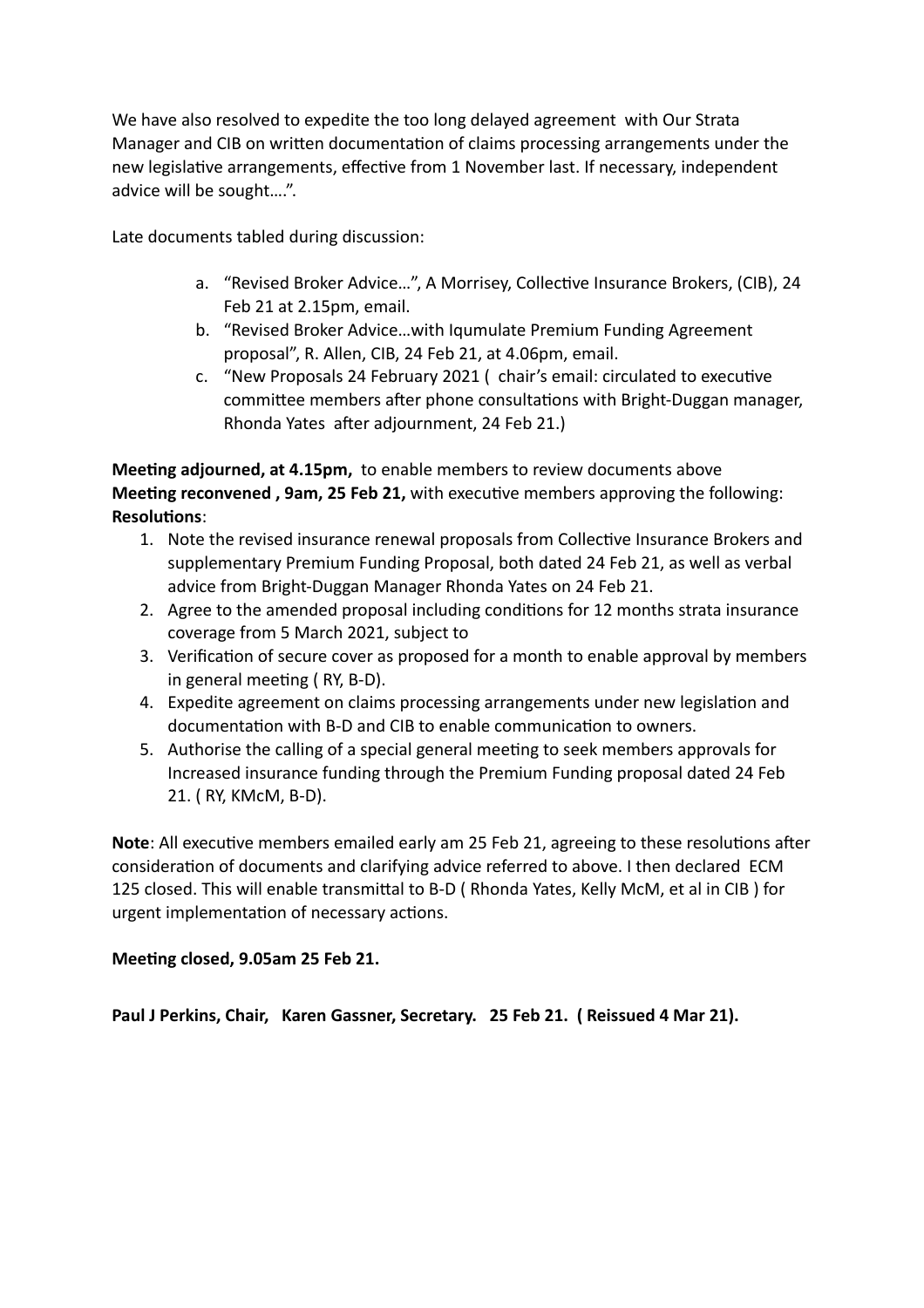We have also resolved to expedite the too long delayed agreement with Our Strata Manager and CIB on written documentation of claims processing arrangements under the new legislative arrangements, effective from 1 November last. If necessary, independent advice will be sought….".

Late documents tabled during discussion:

a. "Revised Broker Advice…", A Morrisey, Collective Insurance Brokers, (CIB), 24 Feb 21 at 2.15pm, email.
b. "Revised Broker Advice…with Iqumulate Premium Funding Agreement proposal", R. Allen, CIB, 24 Feb 21, at 4.06pm, email.
c. "New Proposals 24 February 2021 ( chair's email: circulated to executive committee members after phone consultations with Bright-Duggan manager, Rhonda Yates after adjournment, 24 Feb 21.)

**Meeting adjourned, at 4.15pm,** to enable members to review documents above
**Meeting reconvened , 9am, 25 Feb 21,** with executive members approving the following:
**Resolutions**:

1. Note the revised insurance renewal proposals from Collective Insurance Brokers and supplementary Premium Funding Proposal, both dated 24 Feb 21, as well as verbal advice from Bright-Duggan Manager Rhonda Yates on 24 Feb 21.
2. Agree to the amended proposal including conditions for 12 months strata insurance coverage from 5 March 2021, subject to
3. Verification of secure cover as proposed for a month to enable approval by members in general meeting ( RY, B-D).
4. Expedite agreement on claims processing arrangements under new legislation and documentation with B-D and CIB to enable communication to owners.
5. Authorise the calling of a special general meeting to seek members approvals for Increased insurance funding through the Premium Funding proposal dated 24 Feb 21. ( RY, KMcM, B-D).

**Note**: All executive members emailed early am 25 Feb 21, agreeing to these resolutions after consideration of documents and clarifying advice referred to above. I then declared ECM 125 closed. This will enable transmittal to B-D ( Rhonda Yates, Kelly McM, et al in CIB ) for urgent implementation of necessary actions.

**Meeting closed, 9.05am 25 Feb 21.**

**Paul J Perkins, Chair, Karen Gassner, Secretary. 25 Feb 21. ( Reissued 4 Mar 21).**